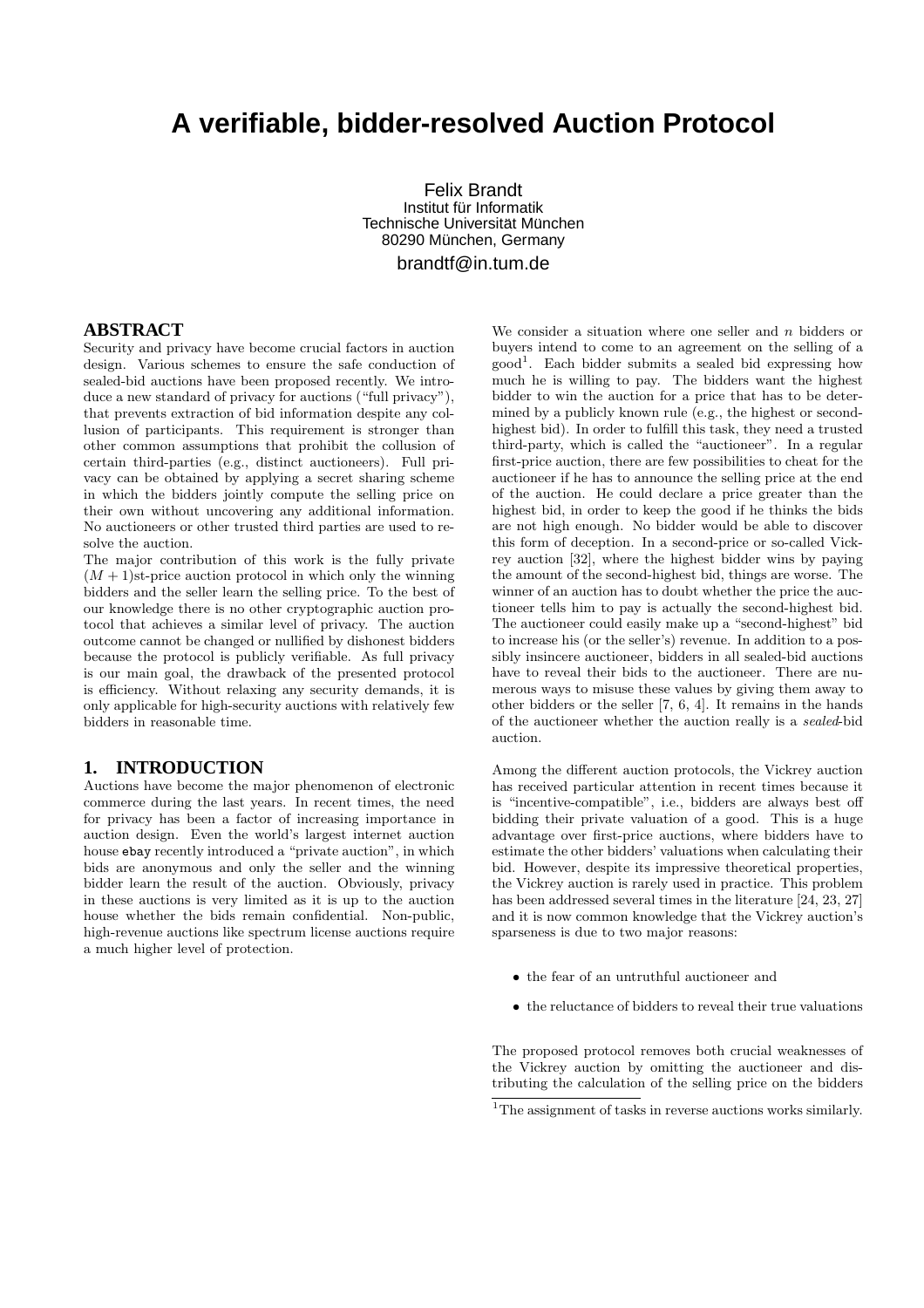# A verifiable, bidder-resolved Auction Protocol

Felix Brandt
Institut für Informatik
Technische Universität München
80290 München, Germany
brandtf@in.tum.de

## ABSTRACT

Security and privacy have become crucial factors in auction design. Various schemes to ensure the safe conduction of sealed-bid auctions have been proposed recently. We introduce a new standard of privacy for auctions ("full privacy"), that prevents extraction of bid information despite any collusion of participants. This requirement is stronger than other common assumptions that prohibit the collusion of certain third-parties (e.g., distinct auctioneers). Full privacy can be obtained by applying a secret sharing scheme in which the bidders jointly compute the selling price on their own without uncovering any additional information. No auctioneers or other trusted third parties are used to resolve the auction.

The major contribution of this work is the fully private $(M+1)$st-price auction protocol in which only the winning bidders and the seller learn the selling price. To the best of our knowledge there is no other cryptographic auction protocol that achieves a similar level of privacy. The auction outcome cannot be changed or nullified by dishonest bidders because the protocol is publicly verifiable. As full privacy is our main goal, the drawback of the presented protocol is efficiency. Without relaxing any security demands, it is only applicable for high-security auctions with relatively few bidders in reasonable time.

## 1. INTRODUCTION

Auctions have become the major phenomenon of electronic commerce during the last years. In recent times, the need for privacy has been a factor of increasing importance in auction design. Even the world's largest internet auction house `ebay` recently introduced a "private auction", in which bids are anonymous and only the seller and the winning bidder learn the result of the auction. Obviously, privacy in these auctions is very limited as it is up to the auction house whether the bids remain confidential. Non-public, high-revenue auctions like spectrum license auctions require a much higher level of protection.

We consider a situation where one seller and $n$ bidders or buyers intend to come to an agreement on the selling of a good[1]. Each bidder submits a sealed bid expressing how much he is willing to pay. The bidders want the highest bidder to win the auction for a price that has to be determined by a publicly known rule (e.g., the highest or second-highest bid). In order to fulfill this task, they need a trusted third-party, which is called the "auctioneer". In a regular first-price auction, there are few possibilities to cheat for the auctioneer if he has to announce the selling price at the end of the auction. He could declare a price greater than the highest bid, in order to keep the good if he thinks the bids are not high enough. No bidder would be able to discover this form of deception. In a second-price or so-called Vickrey auction [32], where the highest bidder wins by paying the amount of the second-highest bid, things are worse. The winner of an auction has to doubt whether the price the auctioneer tells him to pay is actually the second-highest bid. The auctioneer could easily make up a "second-highest" bid to increase his (or the seller's) revenue. In addition to a possibly insincere auctioneer, bidders in all sealed-bid auctions have to reveal their bids to the auctioneer. There are numerous ways to misuse these values by giving them away to other bidders or the seller [7, 6, 4]. It remains in the hands of the auctioneer whether the auction really is a *sealed*-bid auction.

Among the different auction protocols, the Vickrey auction has received particular attention in recent times because it is "incentive-compatible", i.e., bidders are always best off bidding their private valuation of a good. This is a huge advantage over first-price auctions, where bidders have to estimate the other bidders' valuations when calculating their bid. However, despite its impressive theoretical properties, the Vickrey auction is rarely used in practice. This problem has been addressed several times in the literature [24, 23, 27] and it is now common knowledge that the Vickrey auction's sparseness is due to two major reasons:

- the fear of an untruthful auctioneer and
- the reluctance of bidders to reveal their true valuations

The proposed protocol removes both crucial weaknesses of the Vickrey auction by omitting the auctioneer and distributing the calculation of the selling price on the bidders

[1] The assignment of tasks in reverse auctions works similarly.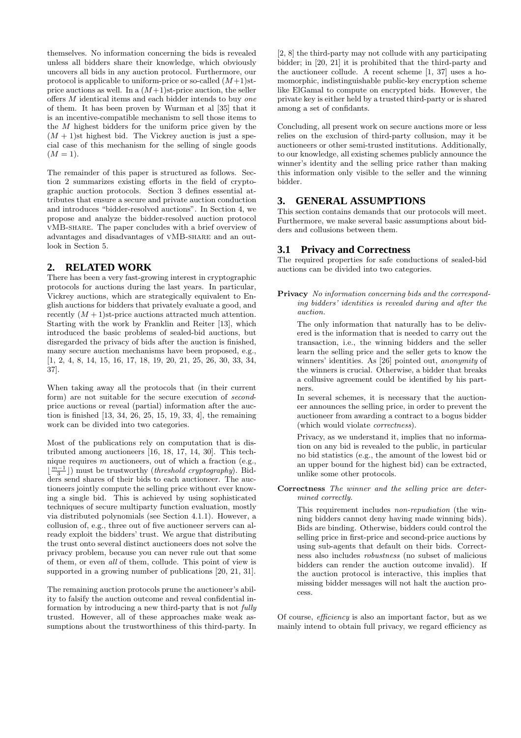themselves. No information concerning the bids is revealed unless all bidders share their knowledge, which obviously uncovers all bids in any auction protocol. Furthermore, our protocol is applicable to uniform-price or so-called $(M+1)$st-price auctions as well. In a $(M+1)$st-price auction, the seller offers $M$ identical items and each bidder intends to buy *one* of them. It has been proven by Wurman et al [35] that it is an incentive-compatible mechanism to sell those items to the $M$ highest bidders for the uniform price given by the $(M+1)$st highest bid. The Vickrey auction is just a special case of this mechanism for the selling of single goods $(M = 1)$.

The remainder of this paper is structured as follows. Section 2 summarizes existing efforts in the field of cryptographic auction protocols. Section 3 defines essential attributes that ensure a secure and private auction conduction and introduces "bidder-resolved auctions". In Section 4, we propose and analyze the bidder-resolved auction protocol vMB-share. The paper concludes with a brief overview of advantages and disadvantages of vMB-share and an outlook in Section 5.

## 2. RELATED WORK

There has been a very fast-growing interest in cryptographic protocols for auctions during the last years. In particular, Vickrey auctions, which are strategically equivalent to English auctions for bidders that privately evaluate a good, and recently $(M+1)$st-price auctions attracted much attention. Starting with the work by Franklin and Reiter [13], which introduced the basic problems of sealed-bid auctions, but disregarded the privacy of bids after the auction is finished, many secure auction mechanisms have been proposed, e.g., [1, 2, 4, 8, 14, 15, 16, 17, 18, 19, 20, 21, 25, 26, 30, 33, 34, 37].

When taking away all the protocols that (in their current form) are not suitable for the secure execution of *second*-price auctions or reveal (partial) information after the auction is finished [13, 34, 26, 25, 15, 19, 33, 4], the remaining work can be divided into two categories.

Most of the publications rely on computation that is distributed among auctioneers [16, 18, 17, 14, 30]. This technique requires $m$ auctioneers, out of which a fraction (e.g., $\lfloor\frac{m-1}{3}\rfloor$) must be trustworthy (*threshold cryptography*). Bidders send shares of their bids to each auctioneer. The auctioneers jointly compute the selling price without ever knowing a single bid. This is achieved by using sophisticated techniques of secure multiparty function evaluation, mostly via distributed polynomials (see Section 4.1.1). However, a collusion of, e.g., three out of five auctioneer servers can already exploit the bidders' trust. We argue that distributing the trust onto several distinct auctioneers does not solve the privacy problem, because you can never rule out that some of them, or even *all* of them, collude. This point of view is supported in a growing number of publications [20, 21, 31].

The remaining auction protocols prune the auctioneer's ability to falsify the auction outcome and reveal confidential information by introducing a new third-party that is not *fully* trusted. However, all of these approaches make weak assumptions about the trustworthiness of this third-party. In [2, 8] the third-party may not collude with any participating bidder; in [20, 21] it is prohibited that the third-party and the auctioneer collude. A recent scheme [1, 37] uses a homomorphic, indistinguishable public-key encryption scheme like ElGamal to compute on encrypted bids. However, the private key is either held by a trusted third-party or is shared among a set of confidants.

Concluding, all present work on secure auctions more or less relies on the exclusion of third-party collusion, may it be auctioneers or other semi-trusted institutions. Additionally, to our knowledge, all existing schemes publicly announce the winner's identity and the selling price rather than making this information only visible to the seller and the winning bidder.

## 3. GENERAL ASSUMPTIONS

This section contains demands that our protocols will meet. Furthermore, we make several basic assumptions about bidders and collusions between them.

### 3.1 Privacy and Correctness

The required properties for safe conductions of sealed-bid auctions can be divided into two categories.

**Privacy** *No information concerning bids and the corresponding bidders' identities is revealed during and after the auction.*

The only information that naturally has to be delivered is the information that is needed to carry out the transaction, i.e., the winning bidders and the seller learn the selling price and the seller gets to know the winners' identities. As [26] pointed out, *anonymity* of the winners is crucial. Otherwise, a bidder that breaks a collusive agreement could be identified by his partners.

In several schemes, it is necessary that the auctioneer announces the selling price, in order to prevent the auctioneer from awarding a contract to a bogus bidder (which would violate *correctness*).

Privacy, as we understand it, implies that no information on any bid is revealed to the public, in particular no bid statistics (e.g., the amount of the lowest bid or an upper bound for the highest bid) can be extracted, unlike some other protocols.

**Correctness** *The winner and the selling price are determined correctly.*

This requirement includes *non-repudiation* (the winning bidders cannot deny having made winning bids). Bids are binding. Otherwise, bidders could control the selling price in first-price and second-price auctions by using sub-agents that default on their bids. Correctness also includes *robustness* (no subset of malicious bidders can render the auction outcome invalid). If the auction protocol is interactive, this implies that missing bidder messages will not halt the auction process.

Of course, *efficiency* is also an important factor, but as we mainly intend to obtain full privacy, we regard efficiency as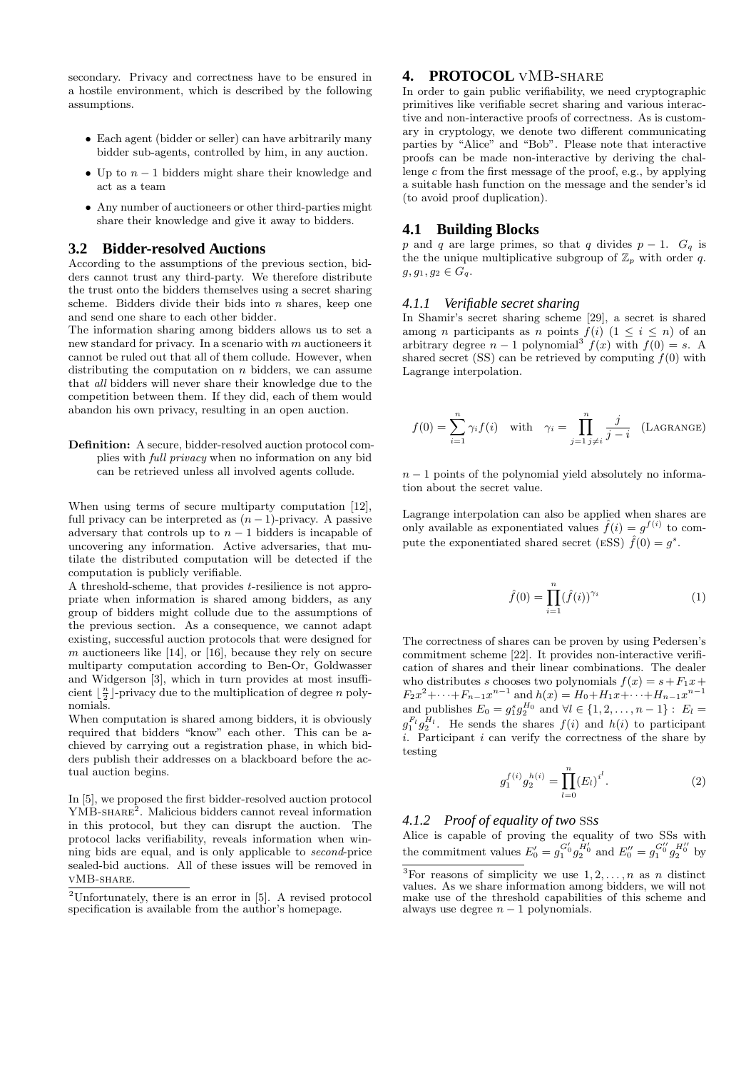secondary. Privacy and correctness have to be ensured in a hostile environment, which is described by the following assumptions.

- Each agent (bidder or seller) can have arbitrarily many bidder sub-agents, controlled by him, in any auction.
- Up to $n-1$ bidders might share their knowledge and act as a team
- Any number of auctioneers or other third-parties might share their knowledge and give it away to bidders.

## 3.2 Bidder-resolved Auctions

According to the assumptions of the previous section, bidders cannot trust any third-party. We therefore distribute the trust onto the bidders themselves using a secret sharing scheme. Bidders divide their bids into $n$ shares, keep one and send one share to each other bidder.
The information sharing among bidders allows us to set a new standard for privacy. In a scenario with $m$ auctioneers it cannot be ruled out that all of them collude. However, when distributing the computation on $n$ bidders, we can assume that *all* bidders will never share their knowledge due to the competition between them. If they did, each of them would abandon his own privacy, resulting in an open auction.

**Definition:** A secure, bidder-resolved auction protocol complies with *full privacy* when no information on any bid can be retrieved unless all involved agents collude.

When using terms of secure multiparty computation [12], full privacy can be interpreted as $(n-1)$-privacy. A passive adversary that controls up to $n-1$ bidders is incapable of uncovering any information. Active adversaries, that mutilate the distributed computation will be detected if the computation is publicly verifiable.
A threshold-scheme, that provides $t$-resilience is not appropriate when information is shared among bidders, as any group of bidders might collude due to the assumptions of the previous section. As a consequence, we cannot adapt existing, successful auction protocols that were designed for $m$ auctioneers like [14], or [16], because they rely on secure multiparty computation according to Ben-Or, Goldwasser and Widgerson [3], which in turn provides at most insufficient $\lfloor \frac{n}{2} \rfloor$-privacy due to the multiplication of degree $n$ polynomials.
When computation is shared among bidders, it is obviously required that bidders "know" each other. This can be achieved by carrying out a registration phase, in which bidders publish their addresses on a blackboard before the actual auction begins.

In [5], we proposed the first bidder-resolved auction protocol YMB-SHARE[2]. Malicious bidders cannot reveal information in this protocol, but they can disrupt the auction. The protocol lacks verifiability, reveals information when winning bids are equal, and is only applicable to *second*-price sealed-bid auctions. All of these issues will be removed in VMB-SHARE.

[2] Unfortunately, there is an error in [5]. A revised protocol specification is available from the author's homepage.

# 4. PROTOCOL VMB-SHARE

In order to gain public verifiability, we need cryptographic primitives like verifiable secret sharing and various interactive and non-interactive proofs of correctness. As is customary in cryptology, we denote two different communicating parties by "Alice" and "Bob". Please note that interactive proofs can be made non-interactive by deriving the challenge $c$ from the first message of the proof, e.g., by applying a suitable hash function on the message and the sender's id (to avoid proof duplication).

## 4.1 Building Blocks

$p$ and $q$ are large primes, so that $q$ divides $p-1$. $G_q$ is the the unique multiplicative subgroup of $\mathbb{Z}_p$ with order $q$. $g, g_1, g_2 \in G_q$.

### *4.1.1 Verifiable secret sharing*

In Shamir's secret sharing scheme [29], a secret is shared among $n$ participants as $n$ points $f(i)$ $(1 \leq i \leq n)$ of an arbitrary degree $n-1$ polynomial[3] $f(x)$ with $f(0) = s$. A shared secret (SS) can be retrieved by computing $f(0)$ with Lagrange interpolation.

$$f(0) = \sum_{i=1}^{n} \gamma_i f(i) \quad \text{with} \quad \gamma_i = \prod_{j=1\, j\neq i}^{n} \frac{j}{j-i} \quad (\text{LAGRANGE})$$

$n-1$ points of the polynomial yield absolutely no information about the secret value.

Lagrange interpolation can also be applied when shares are only available as exponentiated values $\hat{f}(i) = g^{f(i)}$ to compute the exponentiated shared secret (ESS) $\hat{f}(0) = g^s$.

$$\hat{f}(0) = \prod_{i=1}^{n} (\hat{f}(i))^{\gamma_i} \tag{1}$$

The correctness of shares can be proven by using Pedersen's commitment scheme [22]. It provides non-interactive verification of shares and their linear combinations. The dealer who distributes $s$ chooses two polynomials $f(x) = s + F_1 x + F_2 x^2 + \cdots + F_{n-1} x^{n-1}$ and $h(x) = H_0 + H_1 x + \cdots + H_{n-1} x^{n-1}$ and publishes $E_0 = g_1^s g_2^{H_0}$ and $\forall l \in \{1, 2, \ldots, n-1\}: E_l = g_1^{F_l} g_2^{H_l}$. He sends the shares $f(i)$ and $h(i)$ to participant $i$. Participant $i$ can verify the correctness of the share by testing

$$g_1^{f(i)} g_2^{h(i)} = \prod_{l=0}^{n} (E_l)^{i^l}. \tag{2}$$

### *4.1.2 Proof of equality of two SSs*

Alice is capable of proving the equality of two SSs with the commitment values $E'_0 = g_1^{G'_0} g_2^{H'_0}$ and $E''_0 = g_1^{G''_0} g_2^{H''_0}$ by

[3] For reasons of simplicity we use $1, 2, \ldots, n$ as $n$ distinct values. As we share information among bidders, we will not make use of the threshold capabilities of this scheme and always use degree $n-1$ polynomials.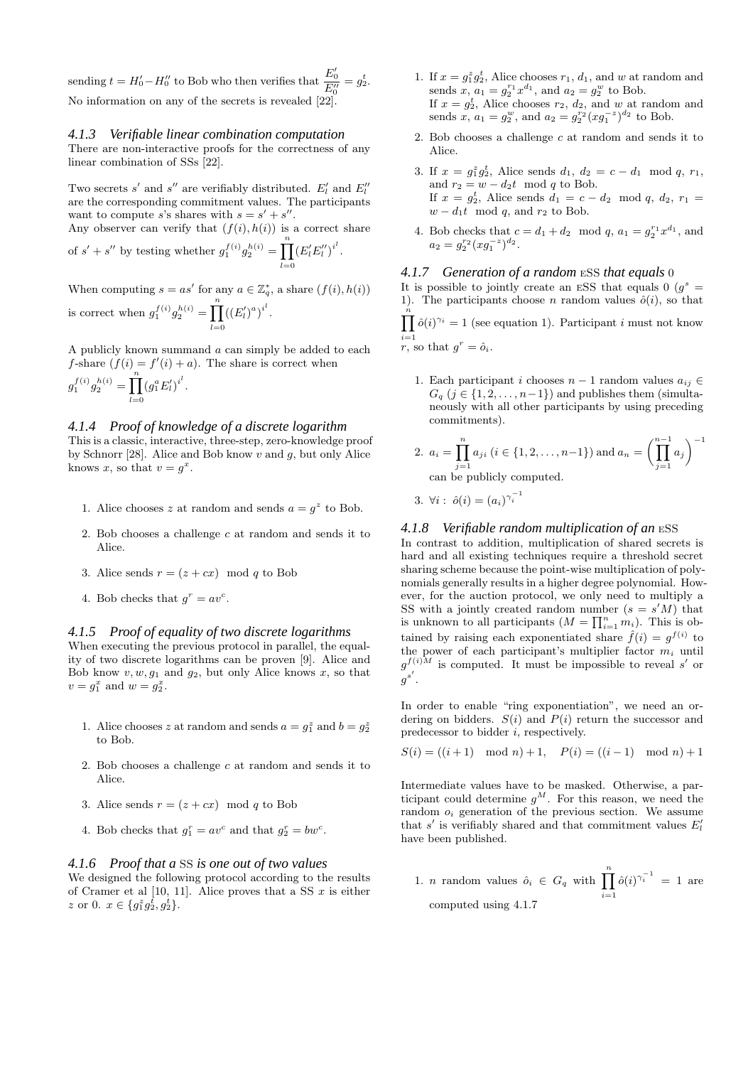sending $t = H_0' - H_0''$ to Bob who then verifies that $\frac{E_0'}{E_0''} = g_2^t$. No information on any of the secrets is revealed [22].

### 4.1.3 Verifiable linear combination computation

There are non-interactive proofs for the correctness of any linear combination of SSs [22].

Two secrets $s'$ and $s''$ are verifiably distributed. $E_l'$ and $E_l''$ are the corresponding commitment values. The participants want to compute $s$'s shares with $s = s' + s''$.
Any observer can verify that $(f(i), h(i))$ is a correct share of $s' + s''$ by testing whether $g_1^{f(i)} g_2^{h(i)} = \prod_{l=0}^{n} (E_l' E_l'')^{i^l}$.

When computing $s = as'$ for any $a \in \mathbb{Z}_q^*$, a share $(f(i), h(i))$ is correct when $g_1^{f(i)} g_2^{h(i)} = \prod_{l=0}^{n} ((E_l')^a)^{i^l}$.

A publicly known summand $a$ can simply be added to each $f$-share $(f(i) = f'(i) + a)$. The share is correct when $g_1^{f(i)} g_2^{h(i)} = \prod_{l=0}^{n} (g_1^a E_l')^{i^l}$.

### 4.1.4 Proof of knowledge of a discrete logarithm

This is a classic, interactive, three-step, zero-knowledge proof by Schnorr [28]. Alice and Bob know $v$ and $g$, but only Alice knows $x$, so that $v = g^x$.

1. Alice chooses $z$ at random and sends $a = g^z$ to Bob.
2. Bob chooses a challenge $c$ at random and sends it to Alice.
3. Alice sends $r = (z + cx) \mod q$ to Bob
4. Bob checks that $g^r = av^c$.

### 4.1.5 Proof of equality of two discrete logarithms

When executing the previous protocol in parallel, the equality of two discrete logarithms can be proven [9]. Alice and Bob know $v, w, g_1$ and $g_2$, but only Alice knows $x$, so that $v = g_1^x$ and $w = g_2^x$.

1. Alice chooses $z$ at random and sends $a = g_1^z$ and $b = g_2^z$ to Bob.
2. Bob chooses a challenge $c$ at random and sends it to Alice.
3. Alice sends $r = (z + cx) \mod q$ to Bob
4. Bob checks that $g_1^r = av^c$ and that $g_2^r = bw^c$.

### 4.1.6 Proof that a SS is one out of two values

We designed the following protocol according to the results of Cramer et al [10, 11]. Alice proves that a SS $x$ is either $z$ or 0. $x \in \{g_1^z g_2^t, g_2^t\}$.

1. If $x = g_1^z g_2^t$, Alice chooses $r_1$, $d_1$, and $w$ at random and sends $x$, $a_1 = g_2^{r_1} x^{d_1}$, and $a_2 = g_2^w$ to Bob.
   If $x = g_2^t$, Alice chooses $r_2$, $d_2$, and $w$ at random and sends $x$, $a_1 = g_2^w$, and $a_2 = g_2^{r_2}(xg_1^{-z})^{d_2}$ to Bob.
2. Bob chooses a challenge $c$ at random and sends it to Alice.
3. If $x = g_1^z g_2^t$, Alice sends $d_1$, $d_2 = c - d_1 \mod q$, $r_1$, and $r_2 = w - d_2 t \mod q$ to Bob.
   If $x = g_2^t$, Alice sends $d_1 = c - d_2 \mod q$, $d_2$, $r_1 = w - d_1 t \mod q$, and $r_2$ to Bob.
4. Bob checks that $c = d_1 + d_2 \mod q$, $a_1 = g_2^{r_1} x^{d_1}$, and $a_2 = g_2^{r_2}(xg_1^{-z})^{d_2}$.

### 4.1.7 Generation of a random eSS that equals 0

It is possible to jointly create an eSS that equals 0 ($g^s = 1$). The participants choose $n$ random values $\hat{o}(i)$, so that $\prod_{i=1}^{n} \hat{o}(i)^{\gamma_i} = 1$ (see equation 1). Participant $i$ must not know $r$, so that $g^r = \hat{o}_i$.

1. Each participant $i$ chooses $n-1$ random values $a_{ij} \in G_q$ $(j \in \{1, 2, \ldots, n-1\})$ and publishes them (simultaneously with all other participants by using preceding commitments).
2. $a_i = \prod_{j=1}^{n} a_{ji}$ $(i \in \{1, 2, \ldots, n-1\})$ and $a_n = \left(\prod_{j=1}^{n-1} a_j\right)^{-1}$ can be publicly computed.
3. $\forall i: \ \hat{o}(i) = (a_i)^{\gamma_i^{-1}}$

### 4.1.8 Verifiable random multiplication of an eSS

In contrast to addition, multiplication of shared secrets is hard and all existing techniques require a threshold secret sharing scheme because the point-wise multiplication of polynomials generally results in a higher degree polynomial. However, for the auction protocol, we only need to multiply a SS with a jointly created random number ($s = s'M$) that is unknown to all participants ($M = \prod_{i=1}^{n} m_i$). This is obtained by raising each exponentiated share $\hat{f}(i) = g^{f(i)}$ to the power of each participant's multiplier factor $m_i$ until $g^{f(i)M}$ is computed. It must be impossible to reveal $s'$ or $g^{s'}$.

In order to enable "ring exponentiation", we need an ordering on bidders. $S(i)$ and $P(i)$ return the successor and predecessor to bidder $i$, respectively.

$$S(i) = ((i+1) \mod n) + 1, \quad P(i) = ((i-1) \mod n) + 1$$

Intermediate values have to be masked. Otherwise, a participant could determine $g^M$. For this reason, we need the random $o_i$ generation of the previous section. We assume that $s'$ is verifiably shared and that commitment values $E_l'$ have been published.

1. $n$ random values $\hat{o}_i \in G_q$ with $\prod_{i=1}^{n} \hat{o}(i)^{\gamma_i^{-1}} = 1$ are computed using 4.1.7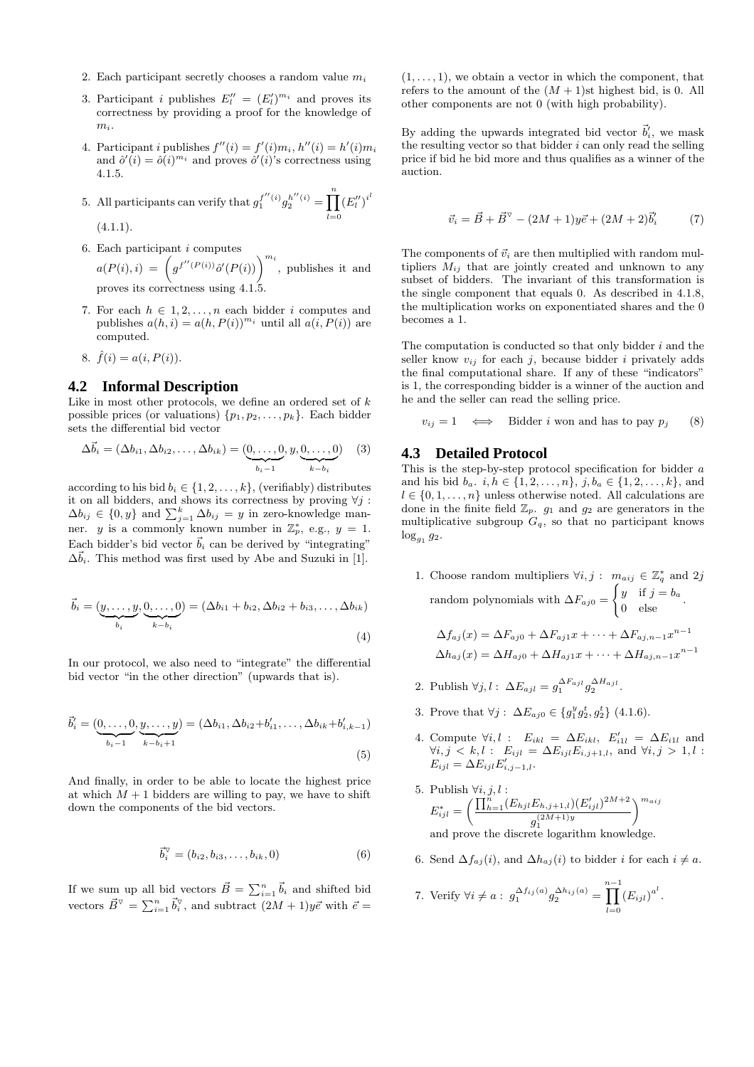2. Each participant secretly chooses a random value $m_i$
3. Participant $i$ publishes $E''_l = (E'_l)^{m_i}$ and proves its correctness by providing a proof for the knowledge of $m_i$.
4. Participant $i$ publishes $f''(i) = f'(i)m_i$, $h''(i) = h'(i)m_i$ and $\hat{o}'(i) = \hat{o}(i)^{m_i}$ and proves $\hat{o}'(i)$'s correctness using 4.1.5.
5. All participants can verify that $g_1^{f''(i)} g_2^{h''(i)} = \prod_{l=0}^{n} (E''_l)^{i^l}$ (4.1.1).
6. Each participant $i$ computes $a(P(i), i) = \left( g^{f''(P(i))} \hat{o}'(P(i)) \right)^{m_i}$, publishes it and proves its correctness using 4.1.5.
7. For each $h \in 1, 2, \ldots, n$ each bidder $i$ computes and publishes $a(h, i) = a(h, P(i))^{m_i}$ until all $a(i, P(i))$ are computed.
8. $\hat{f}(i) = a(i, P(i))$.

## 4.2 Informal Description

Like in most other protocols, we define an ordered set of $k$ possible prices (or valuations) $\{p_1, p_2, \ldots, p_k\}$. Each bidder sets the differential bid vector

$$\Delta\vec{b}_i = (\Delta b_{i1}, \Delta b_{i2}, \ldots, \Delta b_{ik}) = (\underbrace{0, \ldots, 0}_{b_i - 1}, y, \underbrace{0, \ldots, 0}_{k - b_i}) \quad (3)$$

according to his bid $b_i \in \{1, 2, \ldots, k\}$, (verifiably) distributes it on all bidders, and shows its correctness by proving $\forall j : \Delta b_{ij} \in \{0, y\}$ and $\sum_{j=1}^{k} \Delta b_{ij} = y$ in zero-knowledge manner. $y$ is a commonly known number in $\mathbb{Z}_p^*$, e.g., $y = 1$. Each bidder's bid vector $\vec{b}_i$ can be derived by "integrating" $\Delta\vec{b}_i$. This method was first used by Abe and Suzuki in [1].

$$\vec{b}_i = (\underbrace{y, \ldots, y}_{b_i}, \underbrace{0, \ldots, 0}_{k - b_i}) = (\Delta b_{i1} + b_{i2}, \Delta b_{i2} + b_{i3}, \ldots, \Delta b_{ik}) \quad (4)$$

In our protocol, we also need to "integrate" the differential bid vector "in the other direction" (upwards that is).

$$\vec{b}'_i = (\underbrace{0, \ldots, 0}_{b_i - 1}, \underbrace{y, \ldots, y}_{k - b_i + 1}) = (\Delta b_{i1}, \Delta b_{i2} + b'_{i1}, \ldots, \Delta b_{ik} + b'_{i,k-1}) \quad (5)$$

And finally, in order to be able to locate the highest price at which $M + 1$ bidders are willing to pay, we have to shift down the components of the bid vectors.

$$\vec{b}_i^{\triangledown} = (b_{i2}, b_{i3}, \ldots, b_{ik}, 0) \quad (6)$$

If we sum up all bid vectors $\vec{B} = \sum_{i=1}^{n} \vec{b}_i$ and shifted bid vectors $\vec{B}^{\triangledown} = \sum_{i=1}^{n} \vec{b}_i^{\triangledown}$, and subtract $(2M+1)y\vec{e}$ with $\vec{e} = (1, \ldots, 1)$, we obtain a vector in which the component, that refers to the amount of the $(M+1)$st highest bid, is 0. All other components are not 0 (with high probability).

By adding the upwards integrated bid vector $\vec{b}'_i$, we mask the resulting vector so that bidder $i$ can only read the selling price if bid he bid more and thus qualifies as a winner of the auction.

$$\vec{v}_i = \vec{B} + \vec{B}^{\triangledown} - (2M+1)y\vec{e} + (2M+2)\vec{b}'_i \quad (7)$$

The components of $\vec{v}_i$ are then multiplied with random multipliers $M_{ij}$ that are jointly created and unknown to any subset of bidders. The invariant of this transformation is the single component that equals 0. As described in 4.1.8, the multiplication works on exponentiated shares and the 0 becomes a 1.

The computation is conducted so that only bidder $i$ and the seller know $v_{ij}$ for each $j$, because bidder $i$ privately adds the final computational share. If any of these "indicators" is 1, the corresponding bidder is a winner of the auction and he and the seller can read the selling price.

$$v_{ij} = 1 \iff \text{Bidder } i \text{ won and has to pay } p_j \quad (8)$$

## 4.3 Detailed Protocol

This is the step-by-step protocol specification for bidder $a$ and his bid $b_a$. $i, h \in \{1, 2, \ldots, n\}$, $j, b_a \in \{1, 2, \ldots, k\}$, and $l \in \{0, 1, \ldots, n\}$ unless otherwise noted. All calculations are done in the finite field $\mathbb{Z}_p$. $g_1$ and $g_2$ are generators in the multiplicative subgroup $G_q$, so that no participant knows $\log_{g_1} g_2$.

1. Choose random multipliers $\forall i, j : m_{aij} \in \mathbb{Z}_q^*$ and $2j$ random polynomials with $\Delta F_{aj0} = \begin{cases} y & \text{if } j = b_a \\ 0 & \text{else} \end{cases}$.

$$\Delta f_{aj}(x) = \Delta F_{aj0} + \Delta F_{aj1} x + \cdots + \Delta F_{aj,n-1} x^{n-1}$$
$$\Delta h_{aj}(x) = \Delta H_{aj0} + \Delta H_{aj1} x + \cdots + \Delta H_{aj,n-1} x^{n-1}$$

2. Publish $\forall j, l : \Delta E_{ajl} = g_1^{\Delta F_{ajl}} g_2^{\Delta H_{ajl}}$.
3. Prove that $\forall j : \Delta E_{aj0} \in \{g_1^y g_2^t, g_2^t\}$ (4.1.6).
4. Compute $\forall i, l : E_{ikl} = \Delta E_{ikl}$, $E'_{i1l} = \Delta E_{i1l}$ and $\forall i, j < k, l : E_{ijl} = \Delta E_{ijl} E_{i,j+1,l}$, and $\forall i, j > 1, l : E_{ijl} = \Delta E_{ijl} E'_{i,j-1,l}$.
5. Publish $\forall i, j, l$ : $E^*_{ijl} = \left( \frac{\prod_{h=1}^{n} (E_{hjl} E_{h,j+1,l})(E'_{ijl})^{2M+2}}{g_1^{(2M+1)y}} \right)^{m_{aij}}$ and prove the discrete logarithm knowledge.
6. Send $\Delta f_{aj}(i)$, and $\Delta h_{aj}(i)$ to bidder $i$ for each $i \neq a$.
7. Verify $\forall i \neq a : g_1^{\Delta f_{ij}(a)} g_2^{\Delta h_{ij}(a)} = \prod_{l=0}^{n-1} (E_{ijl})^{a^l}$.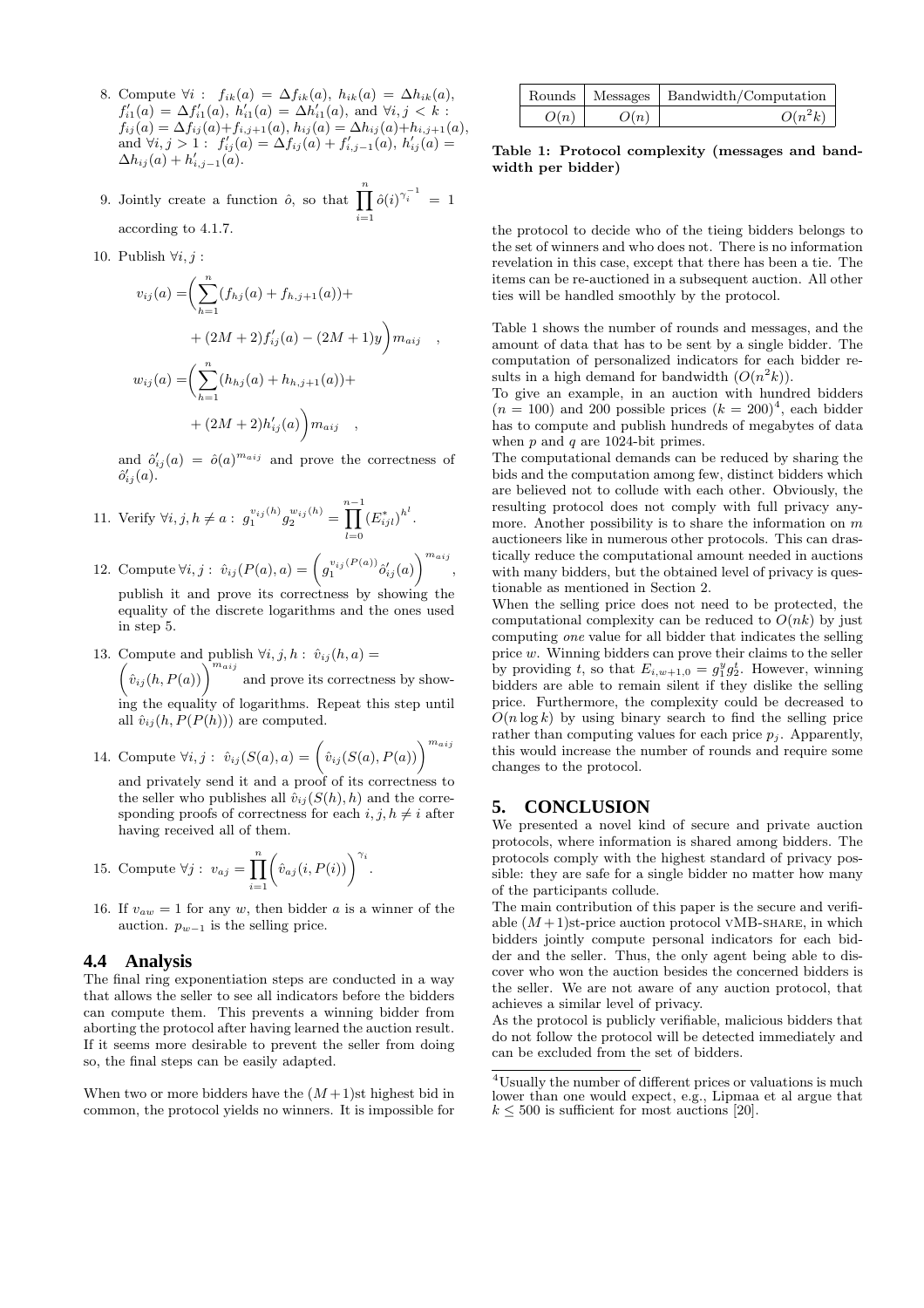8. Compute $\forall i: \ f_{ik}(a) = \Delta f_{ik}(a), \ h_{ik}(a) = \Delta h_{ik}(a), \ f'_{i1}(a) = \Delta f'_{i1}(a), \ h'_{i1}(a) = \Delta h'_{i1}(a)$, and $\forall i, j < k: \ f_{ij}(a) = \Delta f_{ij}(a) + f_{i,j+1}(a), \ h_{ij}(a) = \Delta h_{ij}(a) + h_{i,j+1}(a)$, and $\forall i, j > 1: \ f'_{ij}(a) = \Delta f_{ij}(a) + f'_{i,j-1}(a), \ h'_{ij}(a) = \Delta h_{ij}(a) + h'_{i,j-1}(a)$.

9. Jointly create a function $\hat{o}$, so that $\prod_{i=1}^{n} \hat{o}(i)^{\gamma_i^{-1}} = 1$ according to 4.1.7.

10. Publish $\forall i, j$ :

$$v_{ij}(a) = \bigg( \sum_{h=1}^{n} (f_{hj}(a) + f_{h,j+1}(a)) + (2M+2) f'_{ij}(a) - (2M+1)y \bigg) m_{aij} \quad ,$$

$$w_{ij}(a) = \bigg( \sum_{h=1}^{n} (h_{hj}(a) + h_{h,j+1}(a)) + (2M+2) h'_{ij}(a) \bigg) m_{aij} \quad ,$$

and $\hat{o}'_{ij}(a) = \hat{o}(a)^{m_{aij}}$ and prove the correctness of $\hat{o}'_{ij}(a)$.

11. Verify $\forall i, j, h \neq a: \ g_1^{v_{ij}(h)} g_2^{w_{ij}(h)} = \prod_{l=0}^{n-1} (E^*_{ijl})^{h^l}$.

12. Compute $\forall i, j: \ \hat{v}_{ij}(P(a), a) = \left( g_1^{v_{ij}(P(a))} \hat{o}'_{ij}(a) \right)^{m_{aij}}$, publish it and prove its correctness by showing the equality of the discrete logarithms and the ones used in step 5.

13. Compute and publish $\forall i, j, h: \ \hat{v}_{ij}(h, a) = \left( \hat{v}_{ij}(h, P(a)) \right)^{m_{aij}}$ and prove its correctness by showing the equality of logarithms. Repeat this step until all $\hat{v}_{ij}(h, P(P(h)))$ are computed.

14. Compute $\forall i, j: \ \hat{v}_{ij}(S(a), a) = \left( \hat{v}_{ij}(S(a), P(a)) \right)^{m_{aij}}$ and privately send it and a proof of its correctness to the seller who publishes all $\hat{v}_{ij}(S(h), h)$ and the corresponding proofs of correctness for each $i, j, h \neq i$ after having received all of them.

15. Compute $\forall j: \ v_{aj} = \prod_{i=1}^{n} \left( \hat{v}_{aj}(i, P(i)) \right)^{\gamma_i}$.

16. If $v_{aw} = 1$ for any $w$, then bidder $a$ is a winner of the auction. $p_{w-1}$ is the selling price.

## 4.4 Analysis

The final ring exponentiation steps are conducted in a way that allows the seller to see all indicators before the bidders can compute them. This prevents a winning bidder from aborting the protocol after having learned the auction result. If it seems more desirable to prevent the seller from doing so, the final steps can be easily adapted.

When two or more bidders have the $(M+1)$st highest bid in common, the protocol yields no winners. It is impossible for the protocol to decide who of the tieing bidders belongs to the set of winners and who does not. There is no information revelation in this case, except that there has been a tie. The items can be re-auctioned in a subsequent auction. All other ties will be handled smoothly by the protocol.

| Rounds | Messages | Bandwidth/Computation |
|---|---|---|
| $O(n)$ | $O(n)$ | $O(n^2k)$ |

**Table 1: Protocol complexity (messages and bandwidth per bidder)**

Table 1 shows the number of rounds and messages, and the amount of data that has to be sent by a single bidder. The computation of personalized indicators for each bidder results in a high demand for bandwidth ($O(n^2k)$).

To give an example, in an auction with hundred bidders ($n = 100$) and 200 possible prices ($k = 200$)[4], each bidder has to compute and publish hundreds of megabytes of data when $p$ and $q$ are 1024-bit primes.

The computational demands can be reduced by sharing the bids and the computation among few, distinct bidders which are believed not to collude with each other. Obviously, the resulting protocol does not comply with full privacy anymore. Another possibility is to share the information on $m$ auctioneers like in numerous other protocols. This can drastically reduce the computational amount needed in auctions with many bidders, but the obtained level of privacy is questionable as mentioned in Section 2.

When the selling price does not need to be protected, the computational complexity can be reduced to $O(nk)$ by just computing *one* value for all bidder that indicates the selling price $w$. Winning bidders can prove their claims to the seller by providing $t$, so that $E_{i,w+1,0} = g_1^y g_2^t$. However, winning bidders are able to remain silent if they dislike the selling price. Furthermore, the complexity could be decreased to $O(n \log k)$ by using binary search to find the selling price rather than computing values for each price $p_j$. Apparently, this would increase the number of rounds and require some changes to the protocol.

## 5. CONCLUSION

We presented a novel kind of secure and private auction protocols, where information is shared among bidders. The protocols comply with the highest standard of privacy possible: they are safe for a single bidder no matter how many of the participants collude.

The main contribution of this paper is the secure and verifiable $(M+1)$st-price auction protocol VMB-SHARE, in which bidders jointly compute personal indicators for each bidder and the seller. Thus, the only agent being able to discover who won the auction besides the concerned bidders is the seller. We are not aware of any auction protocol, that achieves a similar level of privacy.

As the protocol is publicly verifiable, malicious bidders that do not follow the protocol will be detected immediately and can be excluded from the set of bidders.

[4] Usually the number of different prices or valuations is much lower than one would expect, e.g., Lipmaa et al argue that $k \leq 500$ is sufficient for most auctions [20].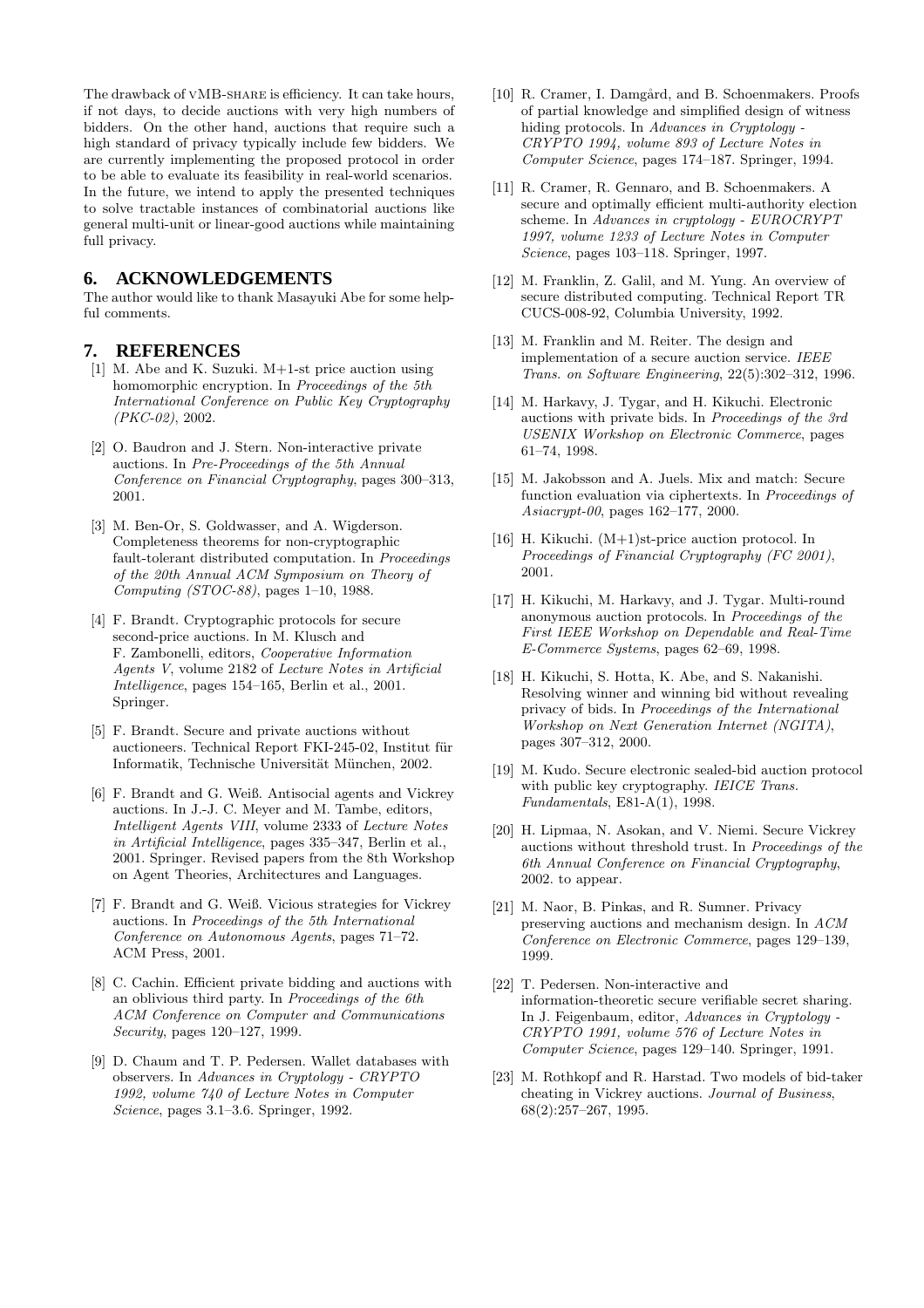The drawback of vMB-SHARE is efficiency. It can take hours, if not days, to decide auctions with very high numbers of bidders. On the other hand, auctions that require such a high standard of privacy typically include few bidders. We are currently implementing the proposed protocol in order to be able to evaluate its feasibility in real-world scenarios. In the future, we intend to apply the presented techniques to solve tractable instances of combinatorial auctions like general multi-unit or linear-good auctions while maintaining full privacy.

## 6. ACKNOWLEDGEMENTS

The author would like to thank Masayuki Abe for some helpful comments.

## 7. REFERENCES

[1] M. Abe and K. Suzuki. M+1-st price auction using homomorphic encryption. In *Proceedings of the 5th International Conference on Public Key Cryptography (PKC-02)*, 2002.

[2] O. Baudron and J. Stern. Non-interactive private auctions. In *Pre-Proceedings of the 5th Annual Conference on Financial Cryptography*, pages 300–313, 2001.

[3] M. Ben-Or, S. Goldwasser, and A. Wigderson. Completeness theorems for non-cryptographic fault-tolerant distributed computation. In *Proceedings of the 20th Annual ACM Symposium on Theory of Computing (STOC-88)*, pages 1–10, 1988.

[4] F. Brandt. Cryptographic protocols for secure second-price auctions. In M. Klusch and F. Zambonelli, editors, *Cooperative Information Agents V*, volume 2182 of *Lecture Notes in Artificial Intelligence*, pages 154–165, Berlin et al., 2001. Springer.

[5] F. Brandt. Secure and private auctions without auctioneers. Technical Report FKI-245-02, Institut für Informatik, Technische Universität München, 2002.

[6] F. Brandt and G. Weiß. Antisocial agents and Vickrey auctions. In J.-J. C. Meyer and M. Tambe, editors, *Intelligent Agents VIII*, volume 2333 of *Lecture Notes in Artificial Intelligence*, pages 335–347, Berlin et al., 2001. Springer. Revised papers from the 8th Workshop on Agent Theories, Architectures and Languages.

[7] F. Brandt and G. Weiß. Vicious strategies for Vickrey auctions. In *Proceedings of the 5th International Conference on Autonomous Agents*, pages 71–72. ACM Press, 2001.

[8] C. Cachin. Efficient private bidding and auctions with an oblivious third party. In *Proceedings of the 6th ACM Conference on Computer and Communications Security*, pages 120–127, 1999.

[9] D. Chaum and T. P. Pedersen. Wallet databases with observers. In *Advances in Cryptology - CRYPTO 1992, volume 740 of Lecture Notes in Computer Science*, pages 3.1–3.6. Springer, 1992.

[10] R. Cramer, I. Damgård, and B. Schoenmakers. Proofs of partial knowledge and simplified design of witness hiding protocols. In *Advances in Cryptology - CRYPTO 1994, volume 893 of Lecture Notes in Computer Science*, pages 174–187. Springer, 1994.

[11] R. Cramer, R. Gennaro, and B. Schoenmakers. A secure and optimally efficient multi-authority election scheme. In *Advances in cryptology - EUROCRYPT 1997, volume 1233 of Lecture Notes in Computer Science*, pages 103–118. Springer, 1997.

[12] M. Franklin, Z. Galil, and M. Yung. An overview of secure distributed computing. Technical Report TR CUCS-008-92, Columbia University, 1992.

[13] M. Franklin and M. Reiter. The design and implementation of a secure auction service. *IEEE Trans. on Software Engineering*, 22(5):302–312, 1996.

[14] M. Harkavy, J. Tygar, and H. Kikuchi. Electronic auctions with private bids. In *Proceedings of the 3rd USENIX Workshop on Electronic Commerce*, pages 61–74, 1998.

[15] M. Jakobsson and A. Juels. Mix and match: Secure function evaluation via ciphertexts. In *Proceedings of Asiacrypt-00*, pages 162–177, 2000.

[16] H. Kikuchi. (M+1)st-price auction protocol. In *Proceedings of Financial Cryptography (FC 2001)*, 2001.

[17] H. Kikuchi, M. Harkavy, and J. Tygar. Multi-round anonymous auction protocols. In *Proceedings of the First IEEE Workshop on Dependable and Real-Time E-Commerce Systems*, pages 62–69, 1998.

[18] H. Kikuchi, S. Hotta, K. Abe, and S. Nakanishi. Resolving winner and winning bid without revealing privacy of bids. In *Proceedings of the International Workshop on Next Generation Internet (NGITA)*, pages 307–312, 2000.

[19] M. Kudo. Secure electronic sealed-bid auction protocol with public key cryptography. *IEICE Trans. Fundamentals*, E81-A(1), 1998.

[20] H. Lipmaa, N. Asokan, and V. Niemi. Secure Vickrey auctions without threshold trust. In *Proceedings of the 6th Annual Conference on Financial Cryptography*, 2002. to appear.

[21] M. Naor, B. Pinkas, and R. Sumner. Privacy preserving auctions and mechanism design. In *ACM Conference on Electronic Commerce*, pages 129–139, 1999.

[22] T. Pedersen. Non-interactive and information-theoretic secure verifiable secret sharing. In J. Feigenbaum, editor, *Advances in Cryptology - CRYPTO 1991, volume 576 of Lecture Notes in Computer Science*, pages 129–140. Springer, 1991.

[23] M. Rothkopf and R. Harstad. Two models of bid-taker cheating in Vickrey auctions. *Journal of Business*, 68(2):257–267, 1995.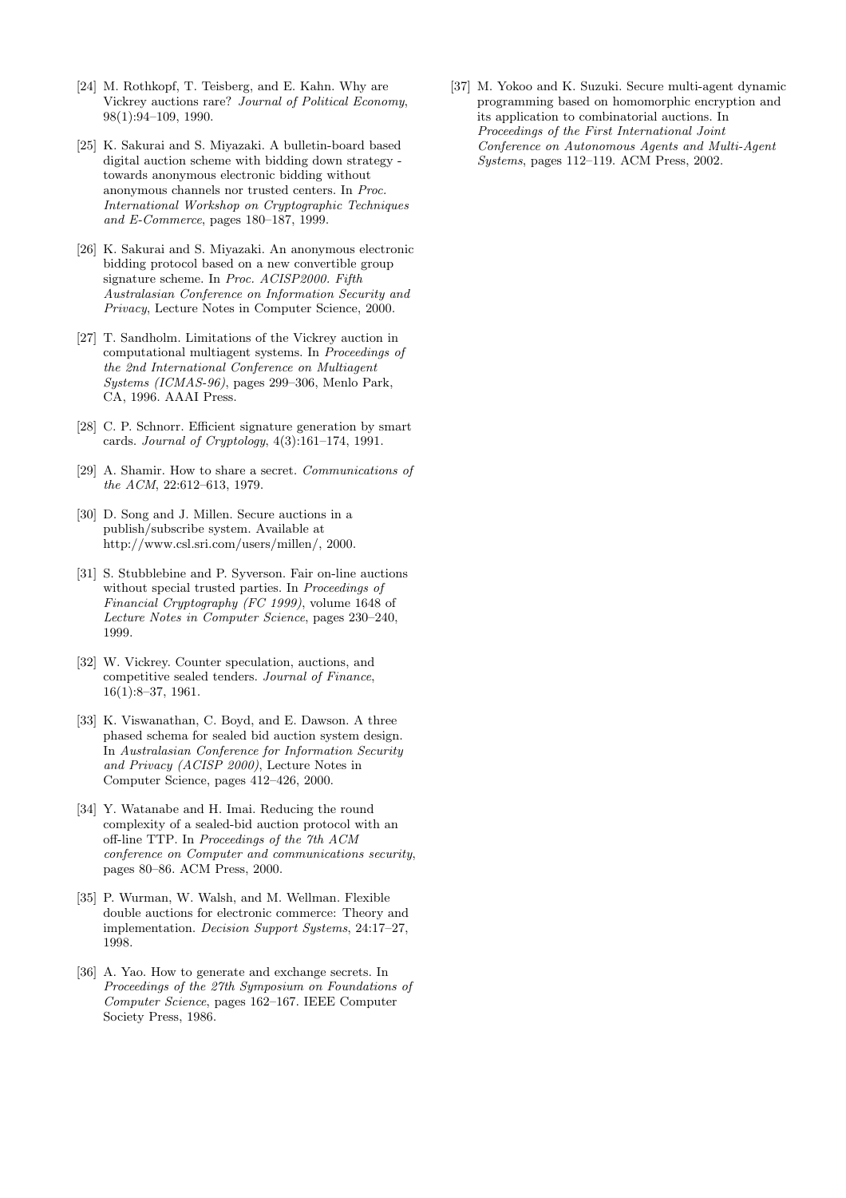[24] M. Rothkopf, T. Teisberg, and E. Kahn. Why are Vickrey auctions rare? *Journal of Political Economy*, 98(1):94–109, 1990.

[25] K. Sakurai and S. Miyazaki. A bulletin-board based digital auction scheme with bidding down strategy - towards anonymous electronic bidding without anonymous channels nor trusted centers. In *Proc. International Workshop on Cryptographic Techniques and E-Commerce*, pages 180–187, 1999.

[26] K. Sakurai and S. Miyazaki. An anonymous electronic bidding protocol based on a new convertible group signature scheme. In *Proc. ACISP2000. Fifth Australasian Conference on Information Security and Privacy*, Lecture Notes in Computer Science, 2000.

[27] T. Sandholm. Limitations of the Vickrey auction in computational multiagent systems. In *Proceedings of the 2nd International Conference on Multiagent Systems (ICMAS-96)*, pages 299–306, Menlo Park, CA, 1996. AAAI Press.

[28] C. P. Schnorr. Efficient signature generation by smart cards. *Journal of Cryptology*, 4(3):161–174, 1991.

[29] A. Shamir. How to share a secret. *Communications of the ACM*, 22:612–613, 1979.

[30] D. Song and J. Millen. Secure auctions in a publish/subscribe system. Available at http://www.csl.sri.com/users/millen/, 2000.

[31] S. Stubblebine and P. Syverson. Fair on-line auctions without special trusted parties. In *Proceedings of Financial Cryptography (FC 1999)*, volume 1648 of *Lecture Notes in Computer Science*, pages 230–240, 1999.

[32] W. Vickrey. Counter speculation, auctions, and competitive sealed tenders. *Journal of Finance*, 16(1):8–37, 1961.

[33] K. Viswanathan, C. Boyd, and E. Dawson. A three phased schema for sealed bid auction system design. In *Australasian Conference for Information Security and Privacy (ACISP 2000)*, Lecture Notes in Computer Science, pages 412–426, 2000.

[34] Y. Watanabe and H. Imai. Reducing the round complexity of a sealed-bid auction protocol with an off-line TTP. In *Proceedings of the 7th ACM conference on Computer and communications security*, pages 80–86. ACM Press, 2000.

[35] P. Wurman, W. Walsh, and M. Wellman. Flexible double auctions for electronic commerce: Theory and implementation. *Decision Support Systems*, 24:17–27, 1998.

[36] A. Yao. How to generate and exchange secrets. In *Proceedings of the 27th Symposium on Foundations of Computer Science*, pages 162–167. IEEE Computer Society Press, 1986.

[37] M. Yokoo and K. Suzuki. Secure multi-agent dynamic programming based on homomorphic encryption and its application to combinatorial auctions. In *Proceedings of the First International Joint Conference on Autonomous Agents and Multi-Agent Systems*, pages 112–119. ACM Press, 2002.